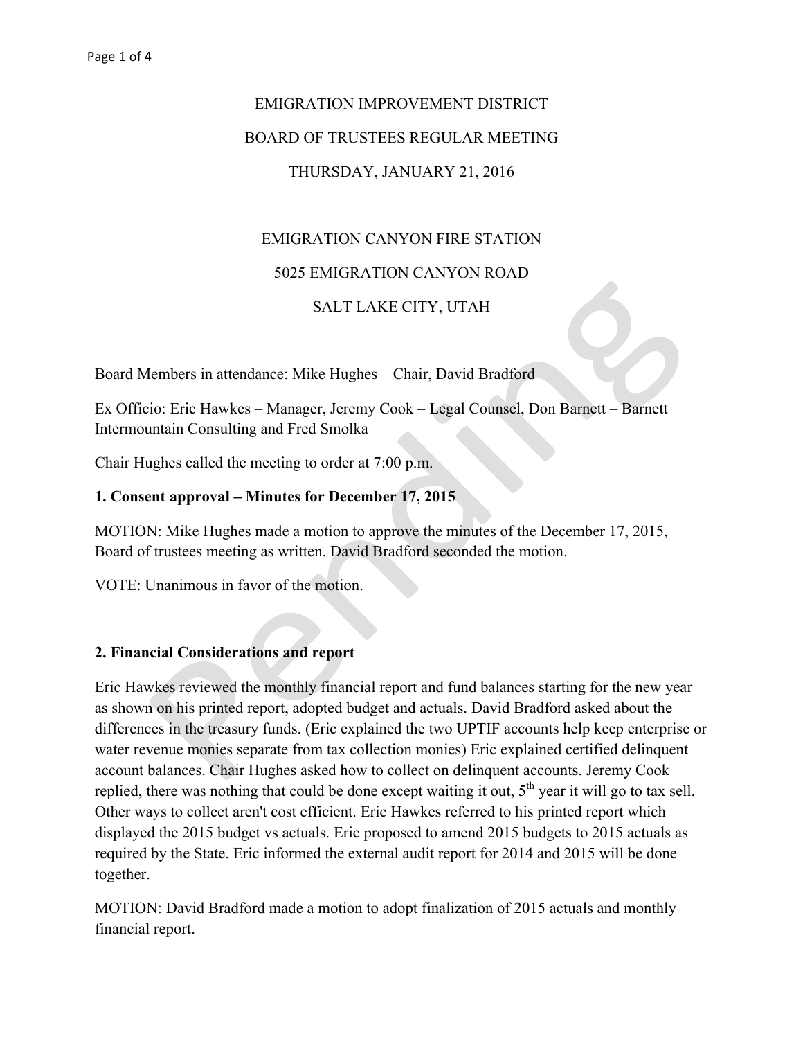EMIGRATION IMPROVEMENT DISTRICT

BOARD OF TRUSTEES REGULAR MEETING

THURSDAY, JANUARY 21, 2016

EMIGRATION CANYON FIRE STATION

5025 EMIGRATION CANYON ROAD

SALT LAKE CITY, UTAH

Board Members in attendance: Mike Hughes – Chair, David Bradford

Ex Officio: Eric Hawkes – Manager, Jeremy Cook – Legal Counsel, Don Barnett – Barnett Intermountain Consulting and Fred Smolka

Chair Hughes called the meeting to order at 7:00 p.m.

**1. Consent approval – Minutes for December 17, 2015**

MOTION: Mike Hughes made a motion to approve the minutes of the December 17, 2015, Board of trustees meeting as written. David Bradford seconded the motion.

VOTE: Unanimous in favor of the motion.

**2. Financial Considerations and report**

Eric Hawkes reviewed the monthly financial report and fund balances starting for the new year as shown on his printed report, adopted budget and actuals. David Bradford asked about the differences in the treasury funds. (Eric explained the two UPTIF accounts help keep enterprise or water revenue monies separate from tax collection monies) Eric explained certified delinquent account balances. Chair Hughes asked how to collect on delinquent accounts. Jeremy Cook replied, there was nothing that could be done except waiting it out, 5th year it will go to tax sell. Other ways to collect aren't cost efficient. Eric Hawkes referred to his printed report which displayed the 2015 budget vs actuals. Eric proposed to amend 2015 budgets to 2015 actuals as required by the State. Eric informed the external audit report for 2014 and 2015 will be done together.

MOTION: David Bradford made a motion to adopt finalization of 2015 actuals and monthly financial report.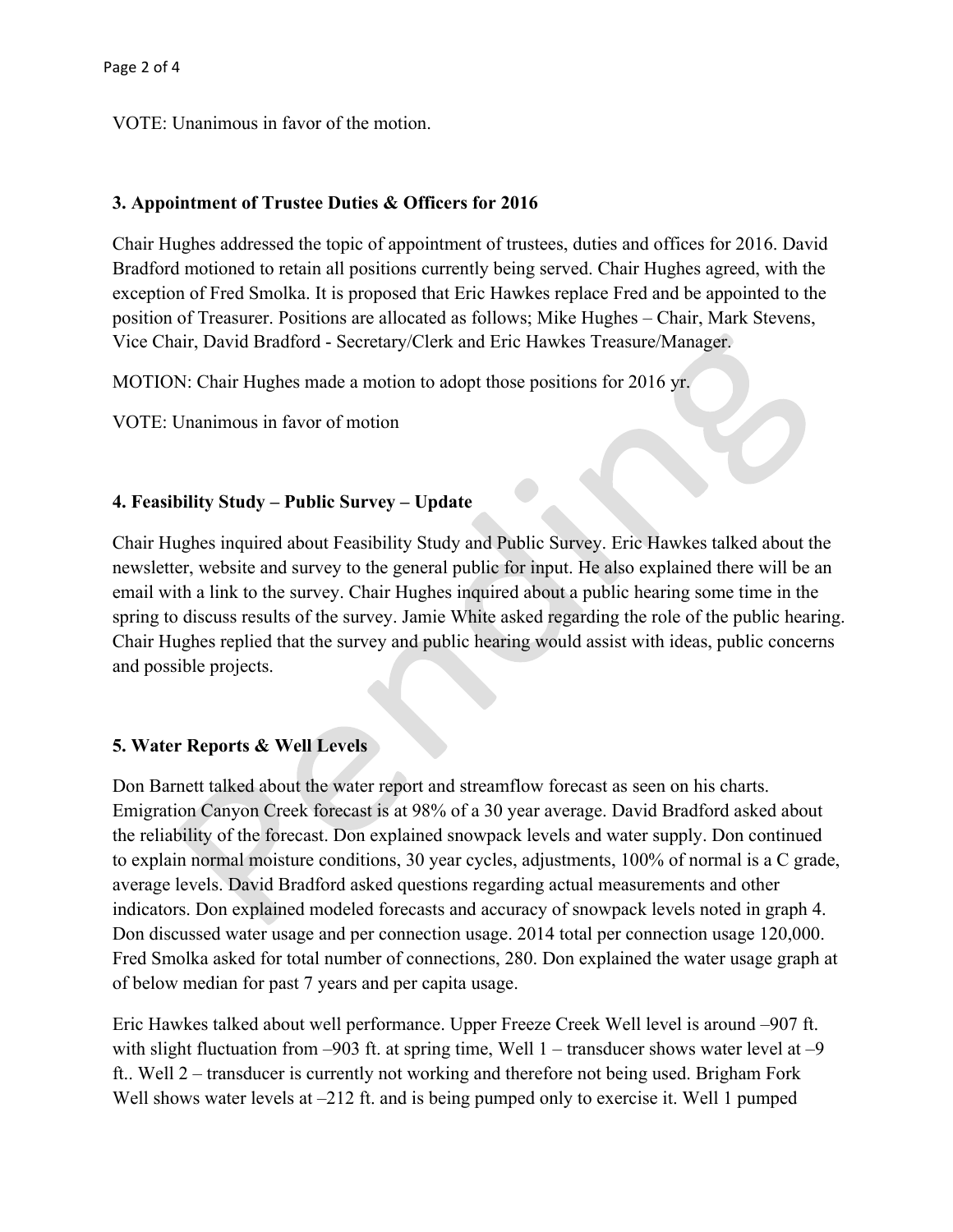VOTE: Unanimous in favor of the motion.

### 3. Appointment of Trustee Duties & Officers for 2016

Chair Hughes addressed the topic of appointment of trustees, duties and offices for 2016. David Bradford motioned to retain all positions currently being served. Chair Hughes agreed, with the exception of Fred Smolka. It is proposed that Eric Hawkes replace Fred and be appointed to the position of Treasurer. Positions are allocated as follows; Mike Hughes – Chair, Mark Stevens, Vice Chair, David Bradford - Secretary/Clerk and Eric Hawkes Treasure/Manager.

MOTION: Chair Hughes made a motion to adopt those positions for 2016 yr.

VOTE: Unanimous in favor of motion

### 4. Feasibility Study – Public Survey – Update

Chair Hughes inquired about Feasibility Study and Public Survey. Eric Hawkes talked about the newsletter, website and survey to the general public for input. He also explained there will be an email with a link to the survey. Chair Hughes inquired about a public hearing some time in the spring to discuss results of the survey. Jamie White asked regarding the role of the public hearing. Chair Hughes replied that the survey and public hearing would assist with ideas, public concerns and possible projects.

### 5. Water Reports & Well Levels

Don Barnett talked about the water report and streamflow forecast as seen on his charts. Emigration Canyon Creek forecast is at 98% of a 30 year average. David Bradford asked about the reliability of the forecast. Don explained snowpack levels and water supply. Don continued to explain normal moisture conditions, 30 year cycles, adjustments, 100% of normal is a C grade, average levels. David Bradford asked questions regarding actual measurements and other indicators. Don explained modeled forecasts and accuracy of snowpack levels noted in graph 4. Don discussed water usage and per connection usage. 2014 total per connection usage 120,000. Fred Smolka asked for total number of connections, 280. Don explained the water usage graph at of below median for past 7 years and per capita usage.

Eric Hawkes talked about well performance. Upper Freeze Creek Well level is around –907 ft. with slight fluctuation from –903 ft. at spring time, Well 1 – transducer shows water level at –9 ft.. Well 2 – transducer is currently not working and therefore not being used. Brigham Fork Well shows water levels at –212 ft. and is being pumped only to exercise it. Well 1 pumped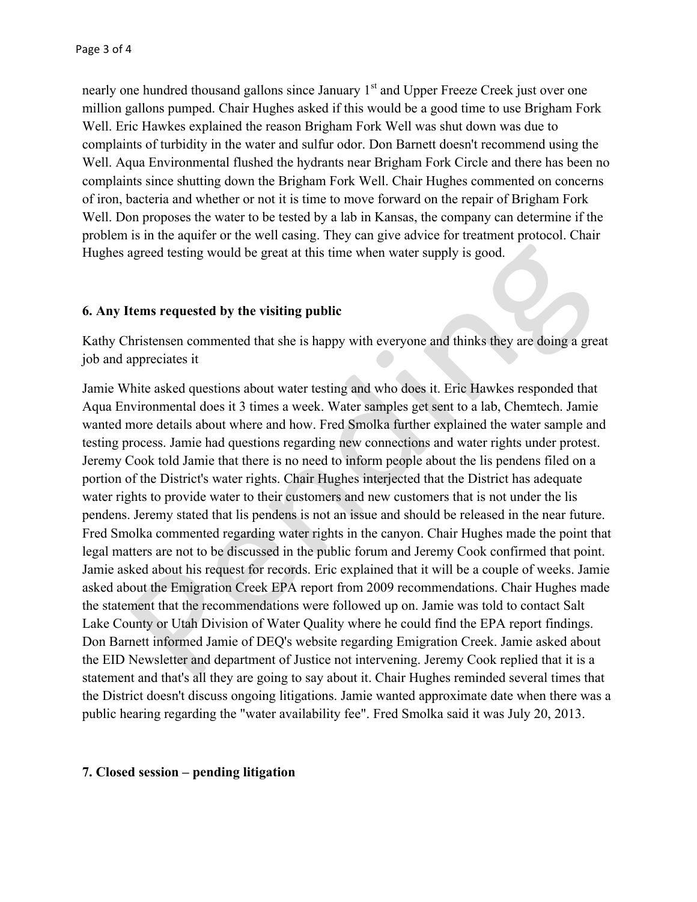nearly one hundred thousand gallons since January 1st and Upper Freeze Creek just over one million gallons pumped. Chair Hughes asked if this would be a good time to use Brigham Fork Well. Eric Hawkes explained the reason Brigham Fork Well was shut down was due to complaints of turbidity in the water and sulfur odor. Don Barnett doesn't recommend using the Well. Aqua Environmental flushed the hydrants near Brigham Fork Circle and there has been no complaints since shutting down the Brigham Fork Well. Chair Hughes commented on concerns of iron, bacteria and whether or not it is time to move forward on the repair of Brigham Fork Well. Don proposes the water to be tested by a lab in Kansas, the company can determine if the problem is in the aquifer or the well casing. They can give advice for treatment protocol. Chair Hughes agreed testing would be great at this time when water supply is good.

**6. Any Items requested by the visiting public**

Kathy Christensen commented that she is happy with everyone and thinks they are doing a great job and appreciates it

Jamie White asked questions about water testing and who does it. Eric Hawkes responded that Aqua Environmental does it 3 times a week. Water samples get sent to a lab, Chemtech. Jamie wanted more details about where and how. Fred Smolka further explained the water sample and testing process. Jamie had questions regarding new connections and water rights under protest. Jeremy Cook told Jamie that there is no need to inform people about the lis pendens filed on a portion of the District's water rights. Chair Hughes interjected that the District has adequate water rights to provide water to their customers and new customers that is not under the lis pendens. Jeremy stated that lis pendens is not an issue and should be released in the near future. Fred Smolka commented regarding water rights in the canyon. Chair Hughes made the point that legal matters are not to be discussed in the public forum and Jeremy Cook confirmed that point. Jamie asked about his request for records. Eric explained that it will be a couple of weeks. Jamie asked about the Emigration Creek EPA report from 2009 recommendations. Chair Hughes made the statement that the recommendations were followed up on. Jamie was told to contact Salt Lake County or Utah Division of Water Quality where he could find the EPA report findings. Don Barnett informed Jamie of DEQ's website regarding Emigration Creek. Jamie asked about the EID Newsletter and department of Justice not intervening. Jeremy Cook replied that it is a statement and that's all they are going to say about it. Chair Hughes reminded several times that the District doesn't discuss ongoing litigations. Jamie wanted approximate date when there was a public hearing regarding the "water availability fee". Fred Smolka said it was July 20, 2013.

**7. Closed session – pending litigation**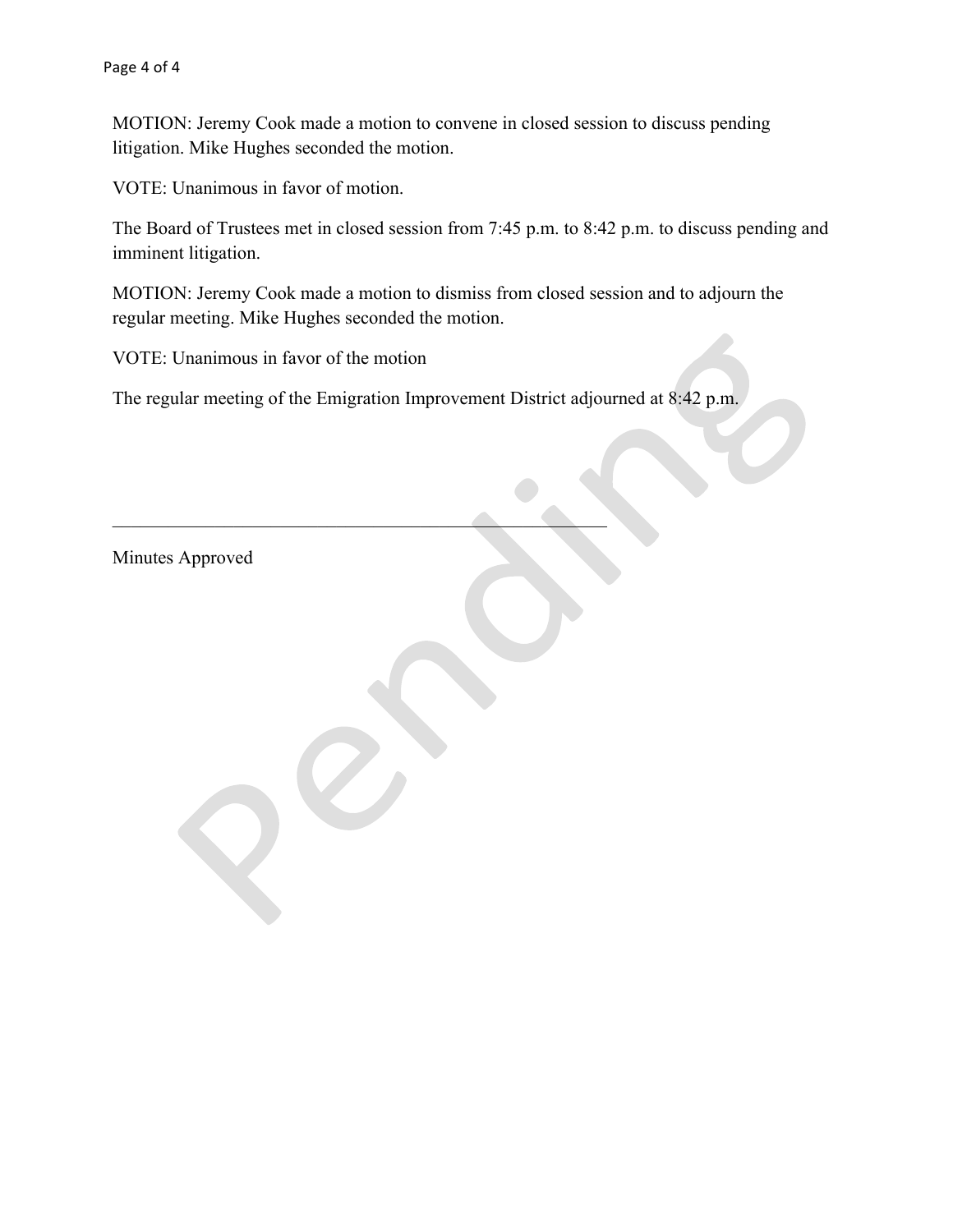MOTION: Jeremy Cook made a motion to convene in closed session to discuss pending litigation. Mike Hughes seconded the motion.

VOTE: Unanimous in favor of motion.

The Board of Trustees met in closed session from 7:45 p.m. to 8:42 p.m. to discuss pending and imminent litigation.

MOTION: Jeremy Cook made a motion to dismiss from closed session and to adjourn the regular meeting. Mike Hughes seconded the motion.

VOTE: Unanimous in favor of the motion

The regular meeting of the Emigration Improvement District adjourned at 8:42 p.m.

\_\_\_\_\_\_\_\_\_\_\_\_\_\_\_\_\_\_\_\_\_\_\_\_\_\_\_\_\_\_\_\_\_\_\_\_\_\_\_\_\_\_\_\_\_\_\_\_\_\_\_\_

Minutes Approved

Pending